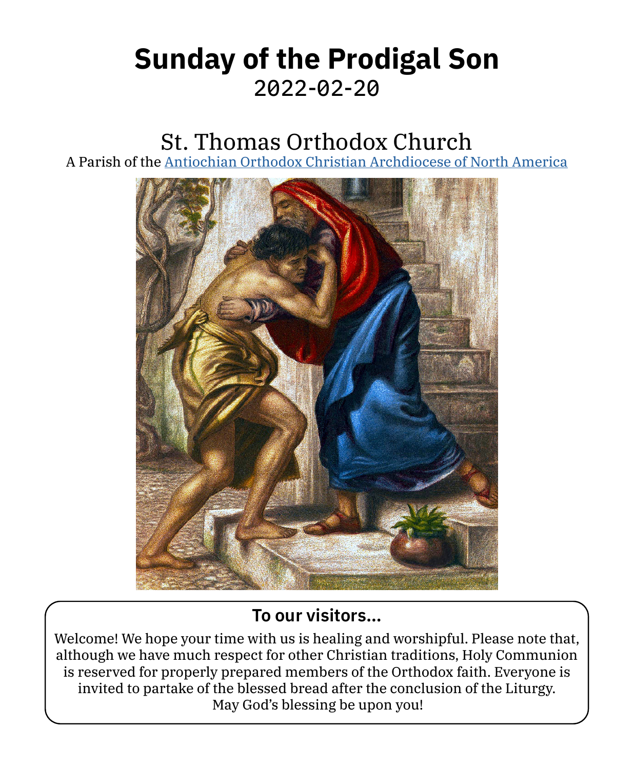# Sunday of the Prodigal Son

2022-02-20

## St. Thomas Orthodox Church

A Parish of the [Antiochian Orthodox Christian Archdiocese of North America]

### To our visitors...

Welcome! We hope your time with us is healing and worshipful. Please note that, although we have much respect for other Christian traditions, Holy Communion is reserved for properly prepared members of the Orthodox faith. Everyone is invited to partake of the blessed bread after the conclusion of the Liturgy. May God's blessing be upon you!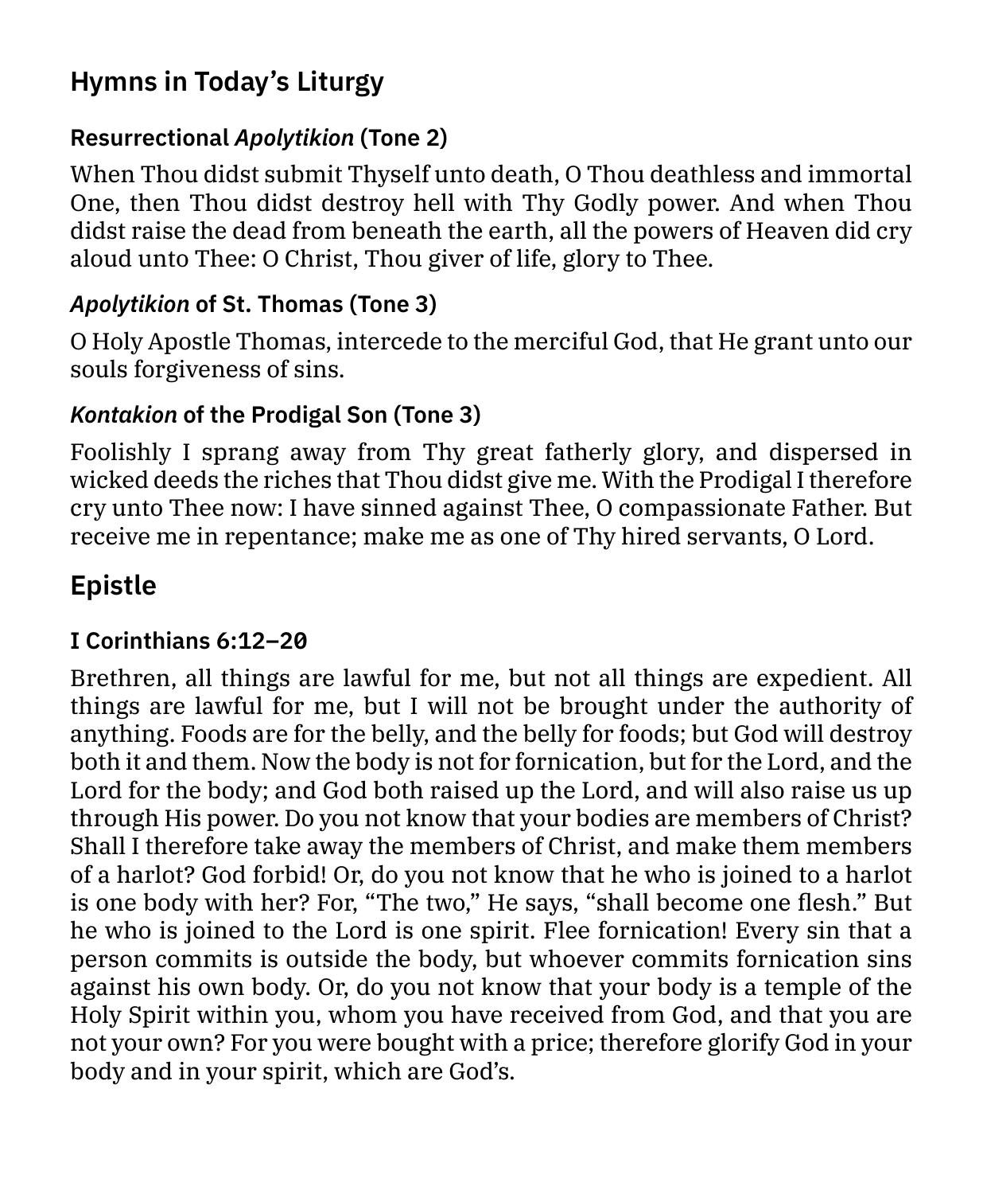## Hymns in Today's Liturgy

### Resurrectional *Apolytikion* (Tone 2)

When Thou didst submit Thyself unto death, O Thou deathless and immortal One, then Thou didst destroy hell with Thy Godly power. And when Thou didst raise the dead from beneath the earth, all the powers of Heaven did cry aloud unto Thee: O Christ, Thou giver of life, glory to Thee.

### *Apolytikion* of St. Thomas (Tone 3)

O Holy Apostle Thomas, intercede to the merciful God, that He grant unto our souls forgiveness of sins.

### *Kontakion* of the Prodigal Son (Tone 3)

Foolishly I sprang away from Thy great fatherly glory, and dispersed in wicked deeds the riches that Thou didst give me. With the Prodigal I therefore cry unto Thee now: I have sinned against Thee, O compassionate Father. But receive me in repentance; make me as one of Thy hired servants, O Lord.

## Epistle

### I Corinthians 6:12–20

Brethren, all things are lawful for me, but not all things are expedient. All things are lawful for me, but I will not be brought under the authority of anything. Foods are for the belly, and the belly for foods; but God will destroy both it and them. Now the body is not for fornication, but for the Lord, and the Lord for the body; and God both raised up the Lord, and will also raise us up through His power. Do you not know that your bodies are members of Christ? Shall I therefore take away the members of Christ, and make them members of a harlot? God forbid! Or, do you not know that he who is joined to a harlot is one body with her? For, "The two," He says, "shall become one flesh." But he who is joined to the Lord is one spirit. Flee fornication! Every sin that a person commits is outside the body, but whoever commits fornication sins against his own body. Or, do you not know that your body is a temple of the Holy Spirit within you, whom you have received from God, and that you are not your own? For you were bought with a price; therefore glorify God in your body and in your spirit, which are God's.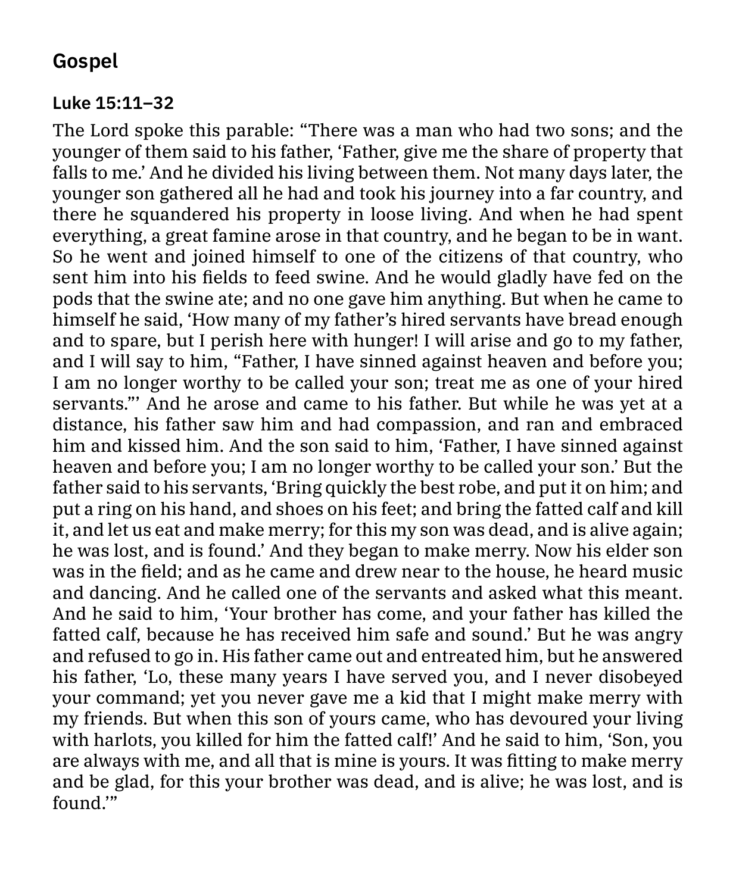## Gospel

### Luke 15:11–32

The Lord spoke this parable: "There was a man who had two sons; and the younger of them said to his father, 'Father, give me the share of property that falls to me.' And he divided his living between them. Not many days later, the younger son gathered all he had and took his journey into a far country, and there he squandered his property in loose living. And when he had spent everything, a great famine arose in that country, and he began to be in want. So he went and joined himself to one of the citizens of that country, who sent him into his fields to feed swine. And he would gladly have fed on the pods that the swine ate; and no one gave him anything. But when he came to himself he said, 'How many of my father's hired servants have bread enough and to spare, but I perish here with hunger! I will arise and go to my father, and I will say to him, "Father, I have sinned against heaven and before you; I am no longer worthy to be called your son; treat me as one of your hired servants."' And he arose and came to his father. But while he was yet at a distance, his father saw him and had compassion, and ran and embraced him and kissed him. And the son said to him, 'Father, I have sinned against heaven and before you; I am no longer worthy to be called your son.' But the father said to his servants, 'Bring quickly the best robe, and put it on him; and put a ring on his hand, and shoes on his feet; and bring the fatted calf and kill it, and let us eat and make merry; for this my son was dead, and is alive again; he was lost, and is found.' And they began to make merry. Now his elder son was in the field; and as he came and drew near to the house, he heard music and dancing. And he called one of the servants and asked what this meant. And he said to him, 'Your brother has come, and your father has killed the fatted calf, because he has received him safe and sound.' But he was angry and refused to go in. His father came out and entreated him, but he answered his father, 'Lo, these many years I have served you, and I never disobeyed your command; yet you never gave me a kid that I might make merry with my friends. But when this son of yours came, who has devoured your living with harlots, you killed for him the fatted calf!' And he said to him, 'Son, you are always with me, and all that is mine is yours. It was fitting to make merry and be glad, for this your brother was dead, and is alive; he was lost, and is found.'"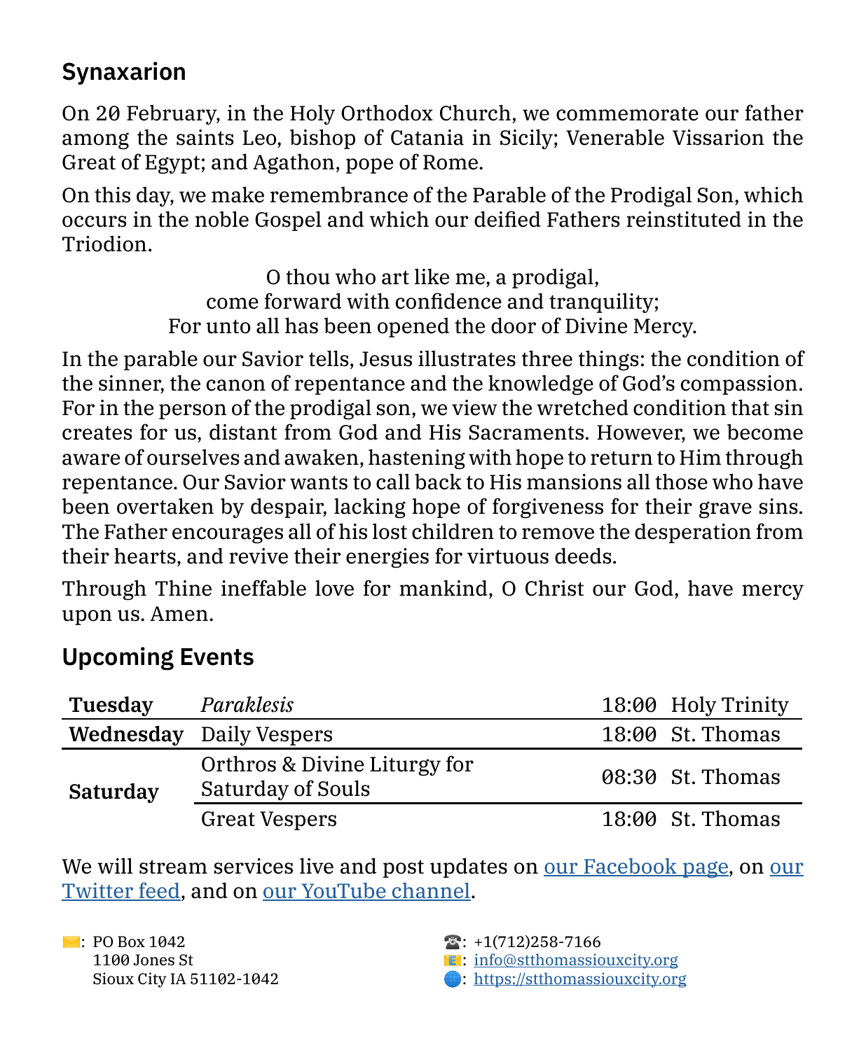## Synaxarion

On 20 February, in the Holy Orthodox Church, we commemorate our father among the saints Leo, bishop of Catania in Sicily; Venerable Vissarion the Great of Egypt; and Agathon, pope of Rome.

On this day, we make remembrance of the Parable of the Prodigal Son, which occurs in the noble Gospel and which our deified Fathers reinstituted in the Triodion.

O thou who art like me, a prodigal,  
come forward with confidence and tranquility;  
For unto all has been opened the door of Divine Mercy.

In the parable our Savior tells, Jesus illustrates three things: the condition of the sinner, the canon of repentance and the knowledge of God's compassion. For in the person of the prodigal son, we view the wretched condition that sin creates for us, distant from God and His Sacraments. However, we become aware of ourselves and awaken, hastening with hope to return to Him through repentance. Our Savior wants to call back to His mansions all those who have been overtaken by despair, lacking hope of forgiveness for their grave sins. The Father encourages all of his lost children to remove the desperation from their hearts, and revive their energies for virtuous deeds.

Through Thine ineffable love for mankind, O Christ our God, have mercy upon us. Amen.

## Upcoming Events

| | | | |
|---|---|---|---|
| **Tuesday** | *Paraklesis* | 18:00 | Holy Trinity |
| **Wednesday** | Daily Vespers | 18:00 | St. Thomas |
| **Saturday** | Orthros & Divine Liturgy for Saturday of Souls | 08:30 | St. Thomas |
| | Great Vespers | 18:00 | St. Thomas |

We will stream services live and post updates on our Facebook page, on our Twitter feed, and on our YouTube channel.

✉️: PO Box 1042  
1100 Jones St  
Sioux City IA 51102-1042

☎: +1(712)258-7166  
📧: info@stthomassiouxcity.org  
🌐: https://stthomassiouxcity.org